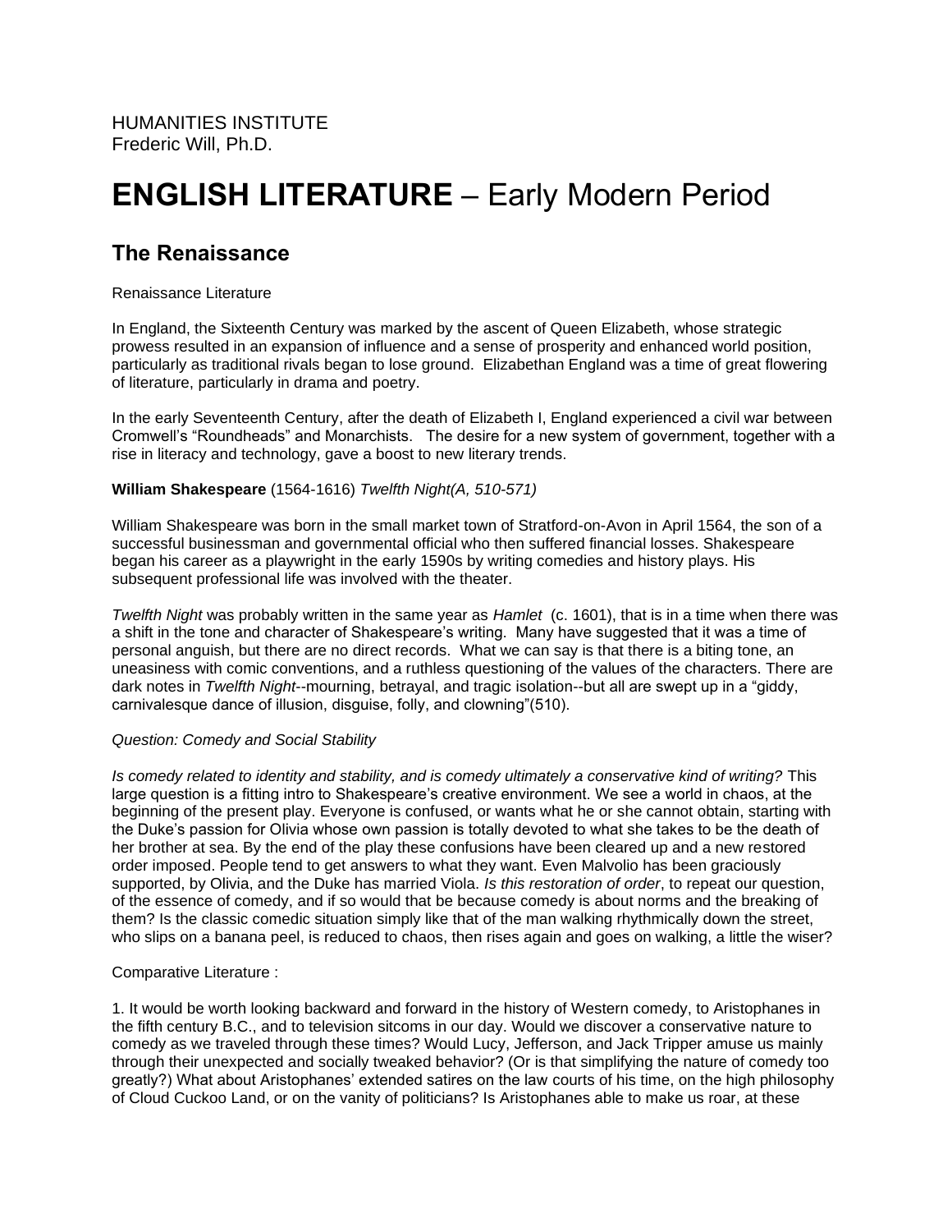HUMANITIES INSTITUTE
Frederic Will, Ph.D.

# **ENGLISH LITERATURE** – Early Modern Period

## The Renaissance

Renaissance Literature

In England, the Sixteenth Century was marked by the ascent of Queen Elizabeth, whose strategic prowess resulted in an expansion of influence and a sense of prosperity and enhanced world position, particularly as traditional rivals began to lose ground. Elizabethan England was a time of great flowering of literature, particularly in drama and poetry.

In the early Seventeenth Century, after the death of Elizabeth I, England experienced a civil war between Cromwell's "Roundheads" and Monarchists. The desire for a new system of government, together with a rise in literacy and technology, gave a boost to new literary trends.

**William Shakespeare** (1564-1616) *Twelfth Night(A, 510-571)*

William Shakespeare was born in the small market town of Stratford-on-Avon in April 1564, the son of a successful businessman and governmental official who then suffered financial losses. Shakespeare began his career as a playwright in the early 1590s by writing comedies and history plays. His subsequent professional life was involved with the theater.

*Twelfth Night* was probably written in the same year as *Hamlet* (c. 1601), that is in a time when there was a shift in the tone and character of Shakespeare's writing. Many have suggested that it was a time of personal anguish, but there are no direct records. What we can say is that there is a biting tone, an uneasiness with comic conventions, and a ruthless questioning of the values of the characters. There are dark notes in *Twelfth Night*--mourning, betrayal, and tragic isolation--but all are swept up in a "giddy, carnivalesque dance of illusion, disguise, folly, and clowning"(510).

*Question: Comedy and Social Stability*

*Is comedy related to identity and stability, and is comedy ultimately a conservative kind of writing?* This large question is a fitting intro to Shakespeare's creative environment. We see a world in chaos, at the beginning of the present play. Everyone is confused, or wants what he or she cannot obtain, starting with the Duke's passion for Olivia whose own passion is totally devoted to what she takes to be the death of her brother at sea. By the end of the play these confusions have been cleared up and a new restored order imposed. People tend to get answers to what they want. Even Malvolio has been graciously supported, by Olivia, and the Duke has married Viola. *Is this restoration of order*, to repeat our question, of the essence of comedy, and if so would that be because comedy is about norms and the breaking of them? Is the classic comedic situation simply like that of the man walking rhythmically down the street, who slips on a banana peel, is reduced to chaos, then rises again and goes on walking, a little the wiser?

Comparative Literature :

1. It would be worth looking backward and forward in the history of Western comedy, to Aristophanes in the fifth century B.C., and to television sitcoms in our day. Would we discover a conservative nature to comedy as we traveled through these times? Would Lucy, Jefferson, and Jack Tripper amuse us mainly through their unexpected and socially tweaked behavior? (Or is that simplifying the nature of comedy too greatly?) What about Aristophanes' extended satires on the law courts of his time, on the high philosophy of Cloud Cuckoo Land, or on the vanity of politicians? Is Aristophanes able to make us roar, at these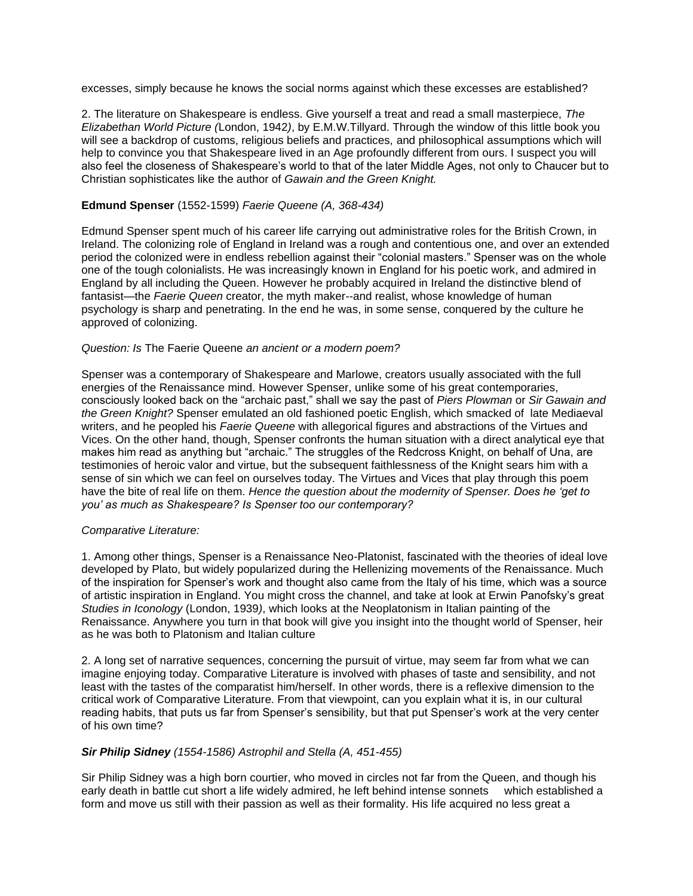excesses, simply because he knows the social norms against which these excesses are established?

2. The literature on Shakespeare is endless. Give yourself a treat and read a small masterpiece, *The Elizabethan World Picture (*London, 1942*)*, by E.M.W.Tillyard. Through the window of this little book you will see a backdrop of customs, religious beliefs and practices, and philosophical assumptions which will help to convince you that Shakespeare lived in an Age profoundly different from ours. I suspect you will also feel the closeness of Shakespeare's world to that of the later Middle Ages, not only to Chaucer but to Christian sophisticates like the author of *Gawain and the Green Knight.*

**Edmund Spenser** (1552-1599) *Faerie Queene (A, 368-434)*

Edmund Spenser spent much of his career life carrying out administrative roles for the British Crown, in Ireland. The colonizing role of England in Ireland was a rough and contentious one, and over an extended period the colonized were in endless rebellion against their "colonial masters." Spenser was on the whole one of the tough colonialists. He was increasingly known in England for his poetic work, and admired in England by all including the Queen. However he probably acquired in Ireland the distinctive blend of fantasist—the *Faerie Queen* creator, the myth maker--and realist, whose knowledge of human psychology is sharp and penetrating. In the end he was, in some sense, conquered by the culture he approved of colonizing.

*Question: Is* The Faerie Queene *an ancient or a modern poem?*

Spenser was a contemporary of Shakespeare and Marlowe, creators usually associated with the full energies of the Renaissance mind. However Spenser, unlike some of his great contemporaries, consciously looked back on the "archaic past," shall we say the past of *Piers Plowman* or *Sir Gawain and the Green Knight?* Spenser emulated an old fashioned poetic English, which smacked of late Mediaeval writers, and he peopled his *Faerie Queene* with allegorical figures and abstractions of the Virtues and Vices. On the other hand, though, Spenser confronts the human situation with a direct analytical eye that makes him read as anything but "archaic." The struggles of the Redcross Knight, on behalf of Una, are testimonies of heroic valor and virtue, but the subsequent faithlessness of the Knight sears him with a sense of sin which we can feel on ourselves today. The Virtues and Vices that play through this poem have the bite of real life on them. *Hence the question about the modernity of Spenser. Does he 'get to you' as much as Shakespeare? Is Spenser too our contemporary?*

*Comparative Literature:*

1. Among other things, Spenser is a Renaissance Neo-Platonist, fascinated with the theories of ideal love developed by Plato, but widely popularized during the Hellenizing movements of the Renaissance. Much of the inspiration for Spenser's work and thought also came from the Italy of his time, which was a source of artistic inspiration in England. You might cross the channel, and take at look at Erwin Panofsky's great *Studies in Iconology* (London, 1939*)*, which looks at the Neoplatonism in Italian painting of the Renaissance. Anywhere you turn in that book will give you insight into the thought world of Spenser, heir as he was both to Platonism and Italian culture

2. A long set of narrative sequences, concerning the pursuit of virtue, may seem far from what we can imagine enjoying today. Comparative Literature is involved with phases of taste and sensibility, and not least with the tastes of the comparatist him/herself. In other words, there is a reflexive dimension to the critical work of Comparative Literature. From that viewpoint, can you explain what it is, in our cultural reading habits, that puts us far from Spenser's sensibility, but that put Spenser's work at the very center of his own time?

***Sir Philip Sidney*** *(1554-1586) Astrophil and Stella (A, 451-455)*

Sir Philip Sidney was a high born courtier, who moved in circles not far from the Queen, and though his early death in battle cut short a life widely admired, he left behind intense sonnets which established a form and move us still with their passion as well as their formality. His life acquired no less great a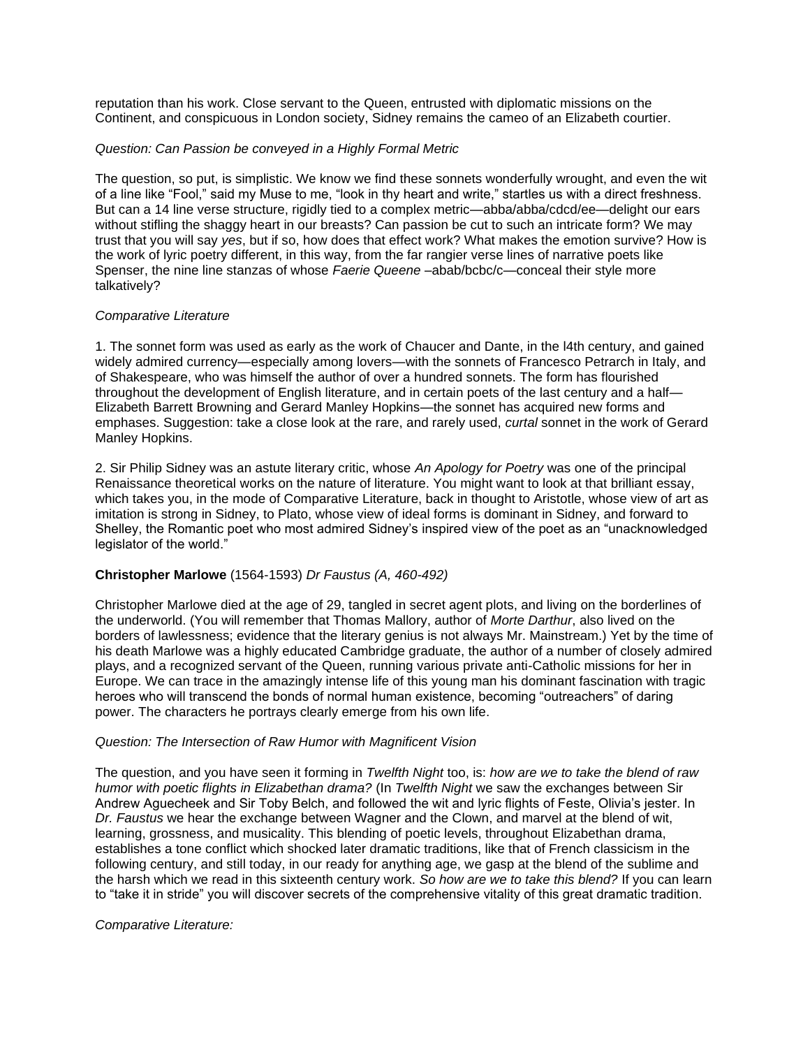reputation than his work. Close servant to the Queen, entrusted with diplomatic missions on the Continent, and conspicuous in London society, Sidney remains the cameo of an Elizabeth courtier.

*Question: Can Passion be conveyed in a Highly Formal Metric*

The question, so put, is simplistic. We know we find these sonnets wonderfully wrought, and even the wit of a line like "Fool," said my Muse to me, "look in thy heart and write," startles us with a direct freshness. But can a 14 line verse structure, rigidly tied to a complex metric—abba/abba/cdcd/ee—delight our ears without stifling the shaggy heart in our breasts? Can passion be cut to such an intricate form? We may trust that you will say *yes*, but if so, how does that effect work? What makes the emotion survive? How is the work of lyric poetry different, in this way, from the far rangier verse lines of narrative poets like Spenser, the nine line stanzas of whose *Faerie Queene* –abab/bcbc/c—conceal their style more talkatively?

*Comparative Literature*

1. The sonnet form was used as early as the work of Chaucer and Dante, in the l4th century, and gained widely admired currency—especially among lovers—with the sonnets of Francesco Petrarch in Italy, and of Shakespeare, who was himself the author of over a hundred sonnets. The form has flourished throughout the development of English literature, and in certain poets of the last century and a half—Elizabeth Barrett Browning and Gerard Manley Hopkins—the sonnet has acquired new forms and emphases. Suggestion: take a close look at the rare, and rarely used, *curtal* sonnet in the work of Gerard Manley Hopkins.

2. Sir Philip Sidney was an astute literary critic, whose *An Apology for Poetry* was one of the principal Renaissance theoretical works on the nature of literature. You might want to look at that brilliant essay, which takes you, in the mode of Comparative Literature, back in thought to Aristotle, whose view of art as imitation is strong in Sidney, to Plato, whose view of ideal forms is dominant in Sidney, and forward to Shelley, the Romantic poet who most admired Sidney's inspired view of the poet as an "unacknowledged legislator of the world."

**Christopher Marlowe** (1564-1593) *Dr Faustus (A, 460-492)*

Christopher Marlowe died at the age of 29, tangled in secret agent plots, and living on the borderlines of the underworld. (You will remember that Thomas Mallory, author of *Morte Darthur*, also lived on the borders of lawlessness; evidence that the literary genius is not always Mr. Mainstream.) Yet by the time of his death Marlowe was a highly educated Cambridge graduate, the author of a number of closely admired plays, and a recognized servant of the Queen, running various private anti-Catholic missions for her in Europe. We can trace in the amazingly intense life of this young man his dominant fascination with tragic heroes who will transcend the bonds of normal human existence, becoming "outreachers" of daring power. The characters he portrays clearly emerge from his own life.

*Question: The Intersection of Raw Humor with Magnificent Vision*

The question, and you have seen it forming in *Twelfth Night* too, is: *how are we to take the blend of raw humor with poetic flights in Elizabethan drama?* (In *Twelfth Night* we saw the exchanges between Sir Andrew Aguecheek and Sir Toby Belch, and followed the wit and lyric flights of Feste, Olivia's jester. In *Dr. Faustus* we hear the exchange between Wagner and the Clown, and marvel at the blend of wit, learning, grossness, and musicality. This blending of poetic levels, throughout Elizabethan drama, establishes a tone conflict which shocked later dramatic traditions, like that of French classicism in the following century, and still today, in our ready for anything age, we gasp at the blend of the sublime and the harsh which we read in this sixteenth century work. *So how are we to take this blend?* If you can learn to "take it in stride" you will discover secrets of the comprehensive vitality of this great dramatic tradition.

*Comparative Literature:*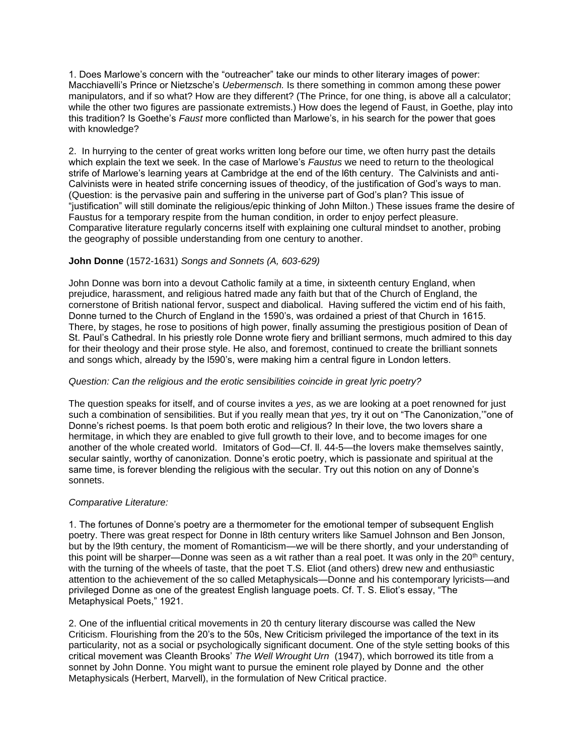1. Does Marlowe's concern with the "outreacher" take our minds to other literary images of power: Macchiavelli's Prince or Nietzsche's *Uebermensch.* Is there something in common among these power manipulators, and if so what? How are they different? (The Prince, for one thing, is above all a calculator; while the other two figures are passionate extremists.) How does the legend of Faust, in Goethe, play into this tradition? Is Goethe's *Faust* more conflicted than Marlowe's, in his search for the power that goes with knowledge?

2. In hurrying to the center of great works written long before our time, we often hurry past the details which explain the text we seek. In the case of Marlowe's *Faustus* we need to return to the theological strife of Marlowe's learning years at Cambridge at the end of the l6th century. The Calvinists and anti-Calvinists were in heated strife concerning issues of theodicy, of the justification of God's ways to man. (Question: is the pervasive pain and suffering in the universe part of God's plan? This issue of "justification" will still dominate the religious/epic thinking of John Milton.) These issues frame the desire of Faustus for a temporary respite from the human condition, in order to enjoy perfect pleasure. Comparative literature regularly concerns itself with explaining one cultural mindset to another, probing the geography of possible understanding from one century to another.

**John Donne** (1572-1631) *Songs and Sonnets (A, 603-629)*

John Donne was born into a devout Catholic family at a time, in sixteenth century England, when prejudice, harassment, and religious hatred made any faith but that of the Church of England, the cornerstone of British national fervor, suspect and diabolical. Having suffered the victim end of his faith, Donne turned to the Church of England in the 1590's, was ordained a priest of that Church in 1615. There, by stages, he rose to positions of high power, finally assuming the prestigious position of Dean of St. Paul's Cathedral. In his priestly role Donne wrote fiery and brilliant sermons, much admired to this day for their theology and their prose style. He also, and foremost, continued to create the brilliant sonnets and songs which, already by the l590's, were making him a central figure in London letters.

*Question: Can the religious and the erotic sensibilities coincide in great lyric poetry?*

The question speaks for itself, and of course invites a *yes*, as we are looking at a poet renowned for just such a combination of sensibilities. But if you really mean that *yes*, try it out on "The Canonization,'"one of Donne's richest poems. Is that poem both erotic and religious? In their love, the two lovers share a hermitage, in which they are enabled to give full growth to their love, and to become images for one another of the whole created world. Imitators of God—Cf. ll. 44-5—the lovers make themselves saintly, secular saintly, worthy of canonization. Donne's erotic poetry, which is passionate and spiritual at the same time, is forever blending the religious with the secular. Try out this notion on any of Donne's sonnets.

*Comparative Literature:*

1. The fortunes of Donne's poetry are a thermometer for the emotional temper of subsequent English poetry. There was great respect for Donne in l8th century writers like Samuel Johnson and Ben Jonson, but by the l9th century, the moment of Romanticism—we will be there shortly, and your understanding of this point will be sharper—Donne was seen as a wit rather than a real poet. It was only in the 20th century, with the turning of the wheels of taste, that the poet T.S. Eliot (and others) drew new and enthusiastic attention to the achievement of the so called Metaphysicals—Donne and his contemporary lyricists—and privileged Donne as one of the greatest English language poets. Cf. T. S. Eliot's essay, "The Metaphysical Poets," 1921.

2. One of the influential critical movements in 20 th century literary discourse was called the New Criticism. Flourishing from the 20's to the 50s, New Criticism privileged the importance of the text in its particularity, not as a social or psychologically significant document. One of the style setting books of this critical movement was Cleanth Brooks' *The Well Wrought Urn* (1947), which borrowed its title from a sonnet by John Donne. You might want to pursue the eminent role played by Donne and the other Metaphysicals (Herbert, Marvell), in the formulation of New Critical practice.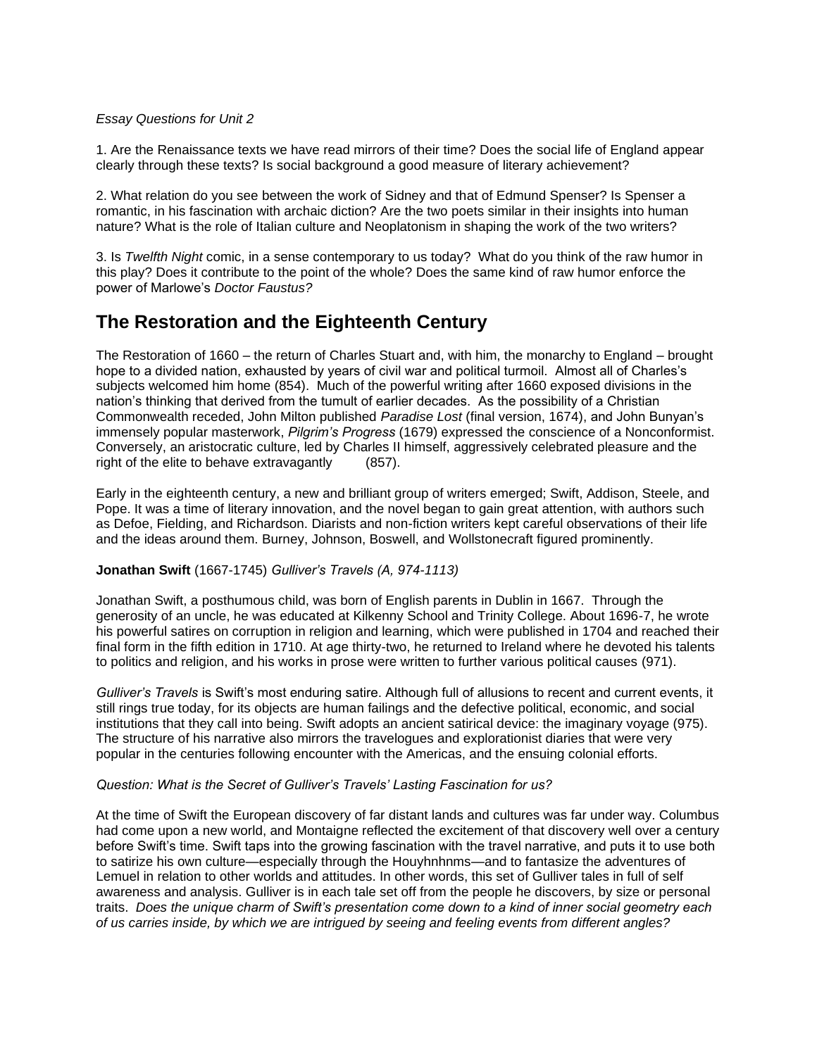*Essay Questions for Unit 2*

1. Are the Renaissance texts we have read mirrors of their time? Does the social life of England appear clearly through these texts? Is social background a good measure of literary achievement?

2. What relation do you see between the work of Sidney and that of Edmund Spenser? Is Spenser a romantic, in his fascination with archaic diction? Are the two poets similar in their insights into human nature? What is the role of Italian culture and Neoplatonism in shaping the work of the two writers?

3. Is *Twelfth Night* comic, in a sense contemporary to us today? What do you think of the raw humor in this play? Does it contribute to the point of the whole? Does the same kind of raw humor enforce the power of Marlowe's *Doctor Faustus?*

## The Restoration and the Eighteenth Century

The Restoration of 1660 – the return of Charles Stuart and, with him, the monarchy to England – brought hope to a divided nation, exhausted by years of civil war and political turmoil. Almost all of Charles's subjects welcomed him home (854). Much of the powerful writing after 1660 exposed divisions in the nation's thinking that derived from the tumult of earlier decades. As the possibility of a Christian Commonwealth receded, John Milton published *Paradise Lost* (final version, 1674), and John Bunyan's immensely popular masterwork, *Pilgrim's Progress* (1679) expressed the conscience of a Nonconformist. Conversely, an aristocratic culture, led by Charles II himself, aggressively celebrated pleasure and the right of the elite to behave extravagantly (857).

Early in the eighteenth century, a new and brilliant group of writers emerged; Swift, Addison, Steele, and Pope. It was a time of literary innovation, and the novel began to gain great attention, with authors such as Defoe, Fielding, and Richardson. Diarists and non-fiction writers kept careful observations of their life and the ideas around them. Burney, Johnson, Boswell, and Wollstonecraft figured prominently.

**Jonathan Swift** (1667-1745) *Gulliver's Travels (A, 974-1113)*

Jonathan Swift, a posthumous child, was born of English parents in Dublin in 1667. Through the generosity of an uncle, he was educated at Kilkenny School and Trinity College. About 1696-7, he wrote his powerful satires on corruption in religion and learning, which were published in 1704 and reached their final form in the fifth edition in 1710. At age thirty-two, he returned to Ireland where he devoted his talents to politics and religion, and his works in prose were written to further various political causes (971).

*Gulliver's Travels* is Swift's most enduring satire. Although full of allusions to recent and current events, it still rings true today, for its objects are human failings and the defective political, economic, and social institutions that they call into being. Swift adopts an ancient satirical device: the imaginary voyage (975). The structure of his narrative also mirrors the travelogues and explorationist diaries that were very popular in the centuries following encounter with the Americas, and the ensuing colonial efforts.

*Question: What is the Secret of Gulliver's Travels' Lasting Fascination for us?*

At the time of Swift the European discovery of far distant lands and cultures was far under way. Columbus had come upon a new world, and Montaigne reflected the excitement of that discovery well over a century before Swift's time. Swift taps into the growing fascination with the travel narrative, and puts it to use both to satirize his own culture—especially through the Houyhnhnms—and to fantasize the adventures of Lemuel in relation to other worlds and attitudes. In other words, this set of Gulliver tales in full of self awareness and analysis. Gulliver is in each tale set off from the people he discovers, by size or personal traits. *Does the unique charm of Swift's presentation come down to a kind of inner social geometry each of us carries inside, by which we are intrigued by seeing and feeling events from different angles?*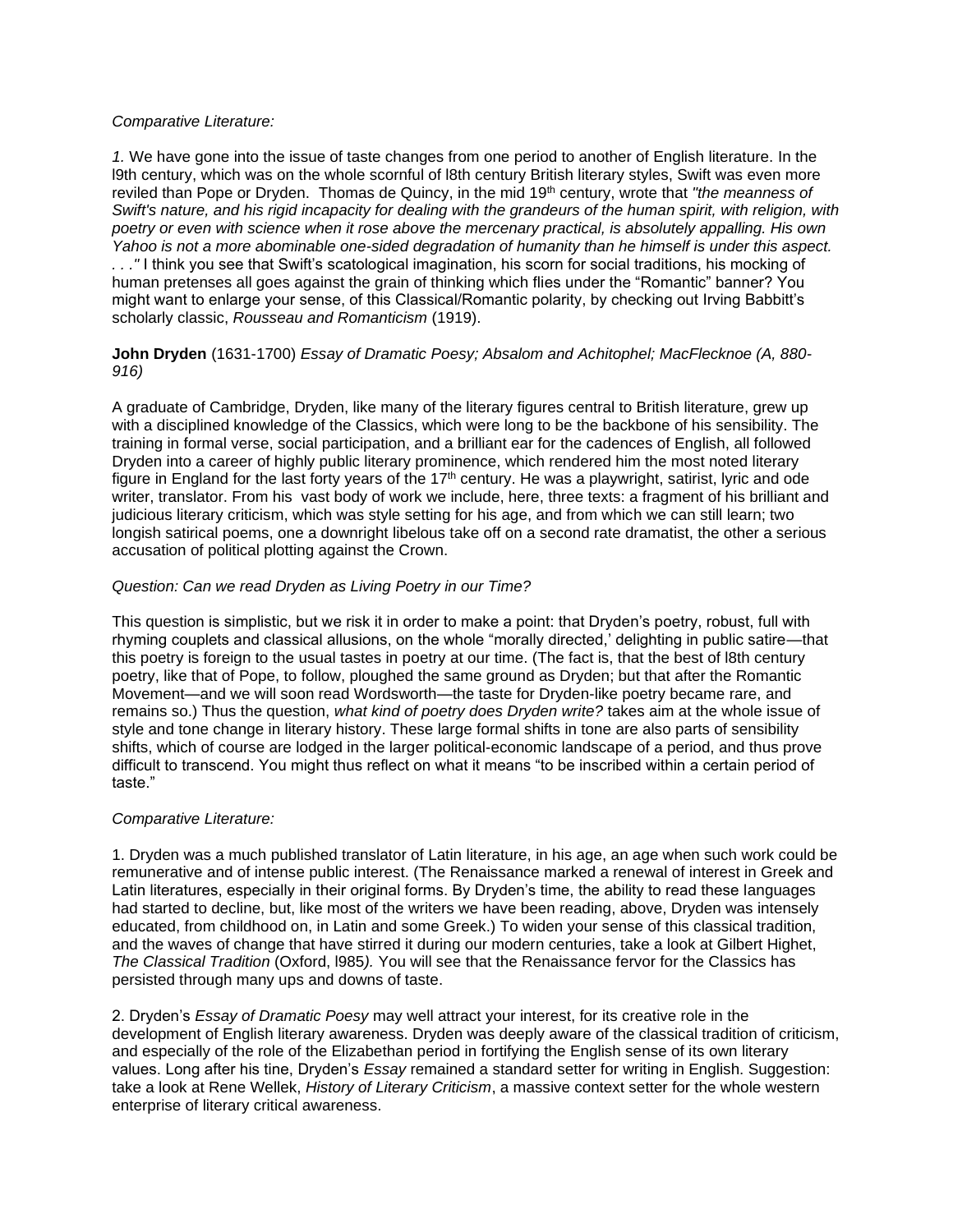*Comparative Literature:*

*1.* We have gone into the issue of taste changes from one period to another of English literature. In the l9th century, which was on the whole scornful of l8th century British literary styles, Swift was even more reviled than Pope or Dryden. Thomas de Quincy, in the mid 19th century, wrote that *"the meanness of Swift's nature, and his rigid incapacity for dealing with the grandeurs of the human spirit, with religion, with poetry or even with science when it rose above the mercenary practical, is absolutely appalling. His own Yahoo is not a more abominable one-sided degradation of humanity than he himself is under this aspect. . . ."* I think you see that Swift's scatological imagination, his scorn for social traditions, his mocking of human pretenses all goes against the grain of thinking which flies under the "Romantic" banner? You might want to enlarge your sense, of this Classical/Romantic polarity, by checking out Irving Babbitt's scholarly classic, *Rousseau and Romanticism* (1919).

**John Dryden** (1631-1700) *Essay of Dramatic Poesy; Absalom and Achitophel; MacFlecknoe (A, 880-916)*

A graduate of Cambridge, Dryden, like many of the literary figures central to British literature, grew up with a disciplined knowledge of the Classics, which were long to be the backbone of his sensibility. The training in formal verse, social participation, and a brilliant ear for the cadences of English, all followed Dryden into a career of highly public literary prominence, which rendered him the most noted literary figure in England for the last forty years of the 17th century. He was a playwright, satirist, lyric and ode writer, translator. From his vast body of work we include, here, three texts: a fragment of his brilliant and judicious literary criticism, which was style setting for his age, and from which we can still learn; two longish satirical poems, one a downright libelous take off on a second rate dramatist, the other a serious accusation of political plotting against the Crown.

*Question: Can we read Dryden as Living Poetry in our Time?*

This question is simplistic, but we risk it in order to make a point: that Dryden's poetry, robust, full with rhyming couplets and classical allusions, on the whole "morally directed,' delighting in public satire—that this poetry is foreign to the usual tastes in poetry at our time. (The fact is, that the best of l8th century poetry, like that of Pope, to follow, ploughed the same ground as Dryden; but that after the Romantic Movement—and we will soon read Wordsworth—the taste for Dryden-like poetry became rare, and remains so.) Thus the question, *what kind of poetry does Dryden write?* takes aim at the whole issue of style and tone change in literary history. These large formal shifts in tone are also parts of sensibility shifts, which of course are lodged in the larger political-economic landscape of a period, and thus prove difficult to transcend. You might thus reflect on what it means "to be inscribed within a certain period of taste."

*Comparative Literature:*

1. Dryden was a much published translator of Latin literature, in his age, an age when such work could be remunerative and of intense public interest. (The Renaissance marked a renewal of interest in Greek and Latin literatures, especially in their original forms. By Dryden's time, the ability to read these languages had started to decline, but, like most of the writers we have been reading, above, Dryden was intensely educated, from childhood on, in Latin and some Greek.) To widen your sense of this classical tradition, and the waves of change that have stirred it during our modern centuries, take a look at Gilbert Highet, *The Classical Tradition* (Oxford, l985*).* You will see that the Renaissance fervor for the Classics has persisted through many ups and downs of taste.

2. Dryden's *Essay of Dramatic Poesy* may well attract your interest, for its creative role in the development of English literary awareness. Dryden was deeply aware of the classical tradition of criticism, and especially of the role of the Elizabethan period in fortifying the English sense of its own literary values. Long after his tine, Dryden's *Essay* remained a standard setter for writing in English. Suggestion: take a look at Rene Wellek, *History of Literary Criticism*, a massive context setter for the whole western enterprise of literary critical awareness.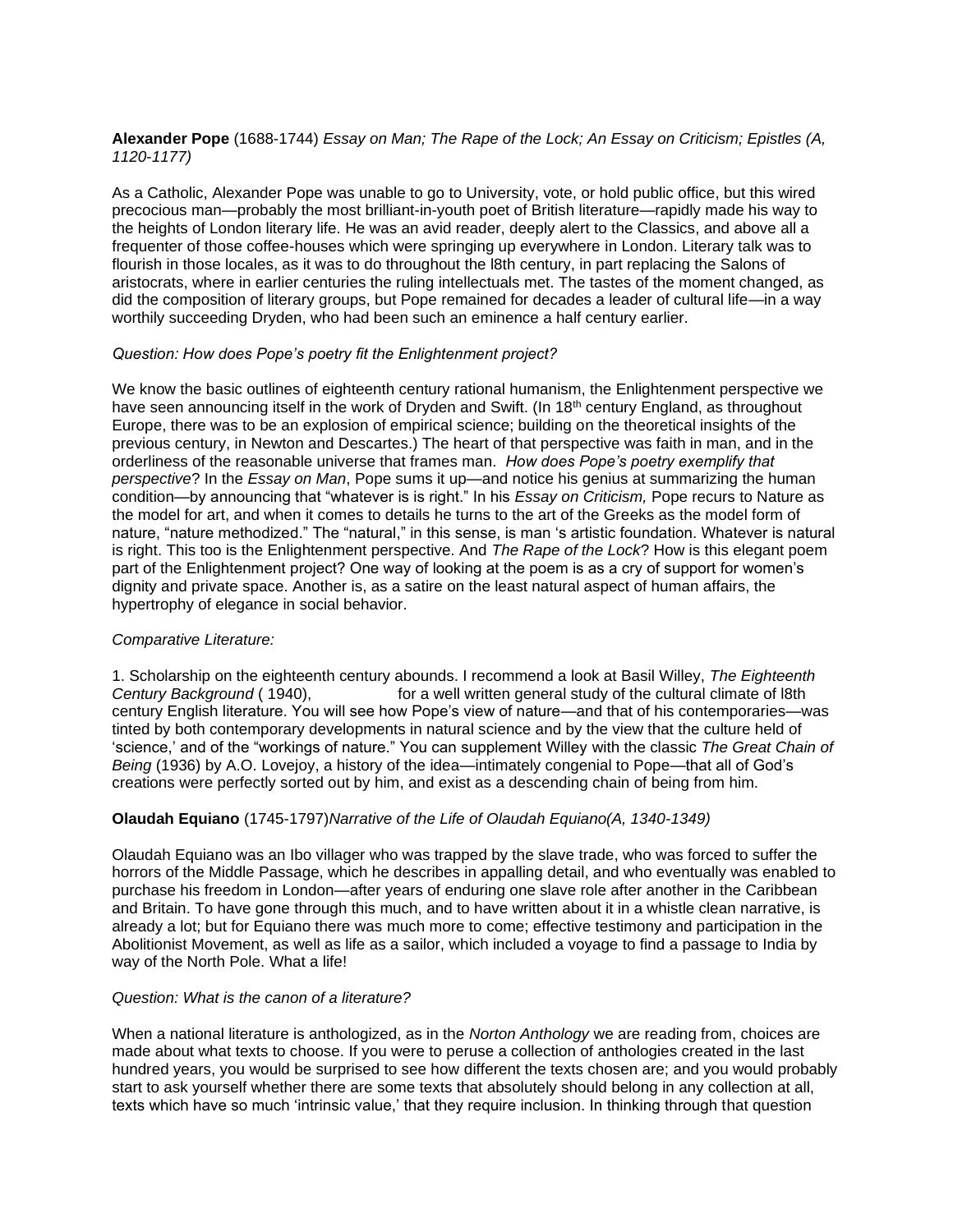**Alexander Pope** (1688-1744) *Essay on Man; The Rape of the Lock; An Essay on Criticism; Epistles (A, 1120-1177)*

As a Catholic, Alexander Pope was unable to go to University, vote, or hold public office, but this wired precocious man—probably the most brilliant-in-youth poet of British literature—rapidly made his way to the heights of London literary life. He was an avid reader, deeply alert to the Classics, and above all a frequenter of those coffee-houses which were springing up everywhere in London. Literary talk was to flourish in those locales, as it was to do throughout the l8th century, in part replacing the Salons of aristocrats, where in earlier centuries the ruling intellectuals met. The tastes of the moment changed, as did the composition of literary groups, but Pope remained for decades a leader of cultural life—in a way worthily succeeding Dryden, who had been such an eminence a half century earlier.

*Question: How does Pope's poetry fit the Enlightenment project?*

We know the basic outlines of eighteenth century rational humanism, the Enlightenment perspective we have seen announcing itself in the work of Dryden and Swift. (In 18th century England, as throughout Europe, there was to be an explosion of empirical science; building on the theoretical insights of the previous century, in Newton and Descartes.) The heart of that perspective was faith in man, and in the orderliness of the reasonable universe that frames man. *How does Pope's poetry exemplify that perspective*? In the *Essay on Man*, Pope sums it up—and notice his genius at summarizing the human condition—by announcing that "whatever is is right." In his *Essay on Criticism,* Pope recurs to Nature as the model for art, and when it comes to details he turns to the art of the Greeks as the model form of nature, "nature methodized." The "natural," in this sense, is man 's artistic foundation. Whatever is natural is right. This too is the Enlightenment perspective. And *The Rape of the Lock*? How is this elegant poem part of the Enlightenment project? One way of looking at the poem is as a cry of support for women's dignity and private space. Another is, as a satire on the least natural aspect of human affairs, the hypertrophy of elegance in social behavior.

*Comparative Literature:*

1. Scholarship on the eighteenth century abounds. I recommend a look at Basil Willey, *The Eighteenth Century Background* ( 1940), for a well written general study of the cultural climate of l8th century English literature. You will see how Pope's view of nature—and that of his contemporaries—was tinted by both contemporary developments in natural science and by the view that the culture held of 'science,' and of the "workings of nature." You can supplement Willey with the classic *The Great Chain of Being* (1936) by A.O. Lovejoy, a history of the idea—intimately congenial to Pope—that all of God's creations were perfectly sorted out by him, and exist as a descending chain of being from him.

**Olaudah Equiano** (1745-1797)*Narrative of the Life of Olaudah Equiano(A, 1340-1349)*

Olaudah Equiano was an Ibo villager who was trapped by the slave trade, who was forced to suffer the horrors of the Middle Passage, which he describes in appalling detail, and who eventually was enabled to purchase his freedom in London—after years of enduring one slave role after another in the Caribbean and Britain. To have gone through this much, and to have written about it in a whistle clean narrative, is already a lot; but for Equiano there was much more to come; effective testimony and participation in the Abolitionist Movement, as well as life as a sailor, which included a voyage to find a passage to India by way of the North Pole. What a life!

*Question: What is the canon of a literature?*

When a national literature is anthologized, as in the *Norton Anthology* we are reading from, choices are made about what texts to choose. If you were to peruse a collection of anthologies created in the last hundred years, you would be surprised to see how different the texts chosen are; and you would probably start to ask yourself whether there are some texts that absolutely should belong in any collection at all, texts which have so much 'intrinsic value,' that they require inclusion. In thinking through that question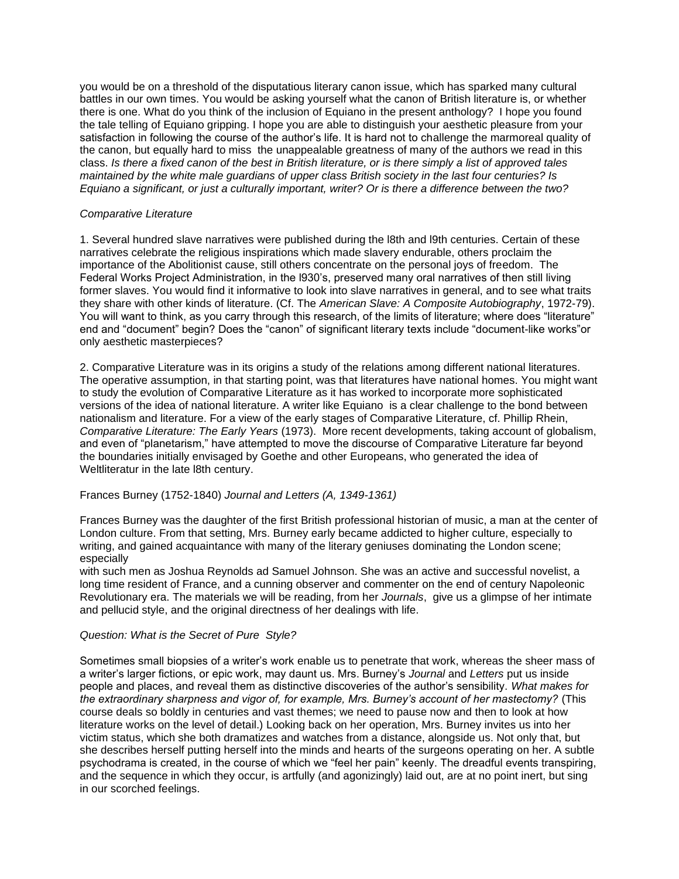you would be on a threshold of the disputatious literary canon issue, which has sparked many cultural battles in our own times. You would be asking yourself what the canon of British literature is, or whether there is one. What do you think of the inclusion of Equiano in the present anthology? I hope you found the tale telling of Equiano gripping. I hope you are able to distinguish your aesthetic pleasure from your satisfaction in following the course of the author's life. It is hard not to challenge the marmoreal quality of the canon, but equally hard to miss the unappealable greatness of many of the authors we read in this class. *Is there a fixed canon of the best in British literature, or is there simply a list of approved tales maintained by the white male guardians of upper class British society in the last four centuries? Is Equiano a significant, or just a culturally important, writer? Or is there a difference between the two?*

*Comparative Literature*

1. Several hundred slave narratives were published during the l8th and l9th centuries. Certain of these narratives celebrate the religious inspirations which made slavery endurable, others proclaim the importance of the Abolitionist cause, still others concentrate on the personal joys of freedom. The Federal Works Project Administration, in the l930's, preserved many oral narratives of then still living former slaves. You would find it informative to look into slave narratives in general, and to see what traits they share with other kinds of literature. (Cf. The *American Slave: A Composite Autobiography*, 1972-79). You will want to think, as you carry through this research, of the limits of literature; where does "literature" end and "document" begin? Does the "canon" of significant literary texts include "document-like works"or only aesthetic masterpieces?

2. Comparative Literature was in its origins a study of the relations among different national literatures. The operative assumption, in that starting point, was that literatures have national homes. You might want to study the evolution of Comparative Literature as it has worked to incorporate more sophisticated versions of the idea of national literature. A writer like Equiano is a clear challenge to the bond between nationalism and literature. For a view of the early stages of Comparative Literature, cf. Phillip Rhein, *Comparative Literature: The Early Years* (1973). More recent developments, taking account of globalism, and even of "planetarism," have attempted to move the discourse of Comparative Literature far beyond the boundaries initially envisaged by Goethe and other Europeans, who generated the idea of Weltliteratur in the late l8th century.

Frances Burney (1752-1840) *Journal and Letters (A, 1349-1361)*

Frances Burney was the daughter of the first British professional historian of music, a man at the center of London culture. From that setting, Mrs. Burney early became addicted to higher culture, especially to writing, and gained acquaintance with many of the literary geniuses dominating the London scene; especially
with such men as Joshua Reynolds ad Samuel Johnson. She was an active and successful novelist, a long time resident of France, and a cunning observer and commenter on the end of century Napoleonic Revolutionary era. The materials we will be reading, from her *Journals*, give us a glimpse of her intimate and pellucid style, and the original directness of her dealings with life.

*Question: What is the Secret of Pure Style?*

Sometimes small biopsies of a writer's work enable us to penetrate that work, whereas the sheer mass of a writer's larger fictions, or epic work, may daunt us. Mrs. Burney's *Journal* and *Letters* put us inside people and places, and reveal them as distinctive discoveries of the author's sensibility. *What makes for the extraordinary sharpness and vigor of, for example, Mrs. Burney's account of her mastectomy?* (This course deals so boldly in centuries and vast themes; we need to pause now and then to look at how literature works on the level of detail.) Looking back on her operation, Mrs. Burney invites us into her victim status, which she both dramatizes and watches from a distance, alongside us. Not only that, but she describes herself putting herself into the minds and hearts of the surgeons operating on her. A subtle psychodrama is created, in the course of which we "feel her pain" keenly. The dreadful events transpiring, and the sequence in which they occur, is artfully (and agonizingly) laid out, are at no point inert, but sing in our scorched feelings.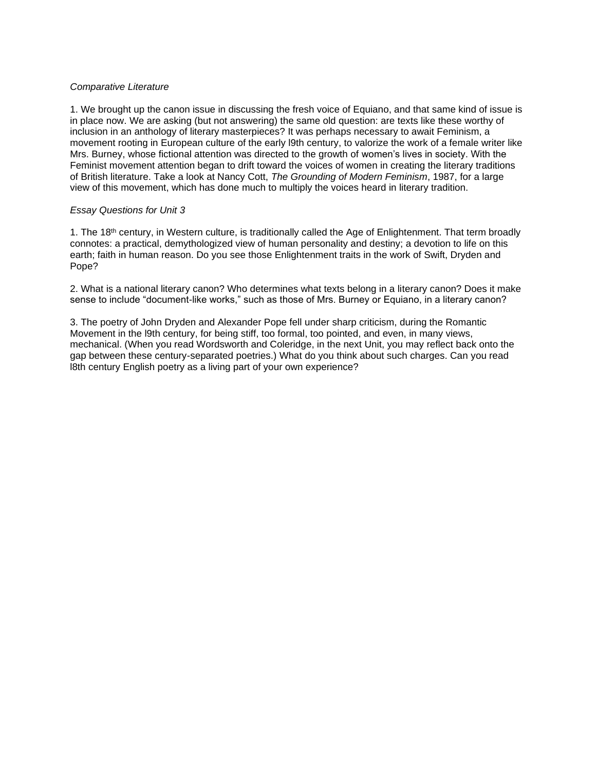*Comparative Literature*

1. We brought up the canon issue in discussing the fresh voice of Equiano, and that same kind of issue is in place now. We are asking (but not answering) the same old question: are texts like these worthy of inclusion in an anthology of literary masterpieces? It was perhaps necessary to await Feminism, a movement rooting in European culture of the early l9th century, to valorize the work of a female writer like Mrs. Burney, whose fictional attention was directed to the growth of women's lives in society. With the Feminist movement attention began to drift toward the voices of women in creating the literary traditions of British literature. Take a look at Nancy Cott, *The Grounding of Modern Feminism*, 1987, for a large view of this movement, which has done much to multiply the voices heard in literary tradition.

*Essay Questions for Unit 3*

1. The 18th century, in Western culture, is traditionally called the Age of Enlightenment. That term broadly connotes: a practical, demythologized view of human personality and destiny; a devotion to life on this earth; faith in human reason. Do you see those Enlightenment traits in the work of Swift, Dryden and Pope?

2. What is a national literary canon? Who determines what texts belong in a literary canon? Does it make sense to include "document-like works," such as those of Mrs. Burney or Equiano, in a literary canon?

3. The poetry of John Dryden and Alexander Pope fell under sharp criticism, during the Romantic Movement in the l9th century, for being stiff, too formal, too pointed, and even, in many views, mechanical. (When you read Wordsworth and Coleridge, in the next Unit, you may reflect back onto the gap between these century-separated poetries.) What do you think about such charges. Can you read l8th century English poetry as a living part of your own experience?